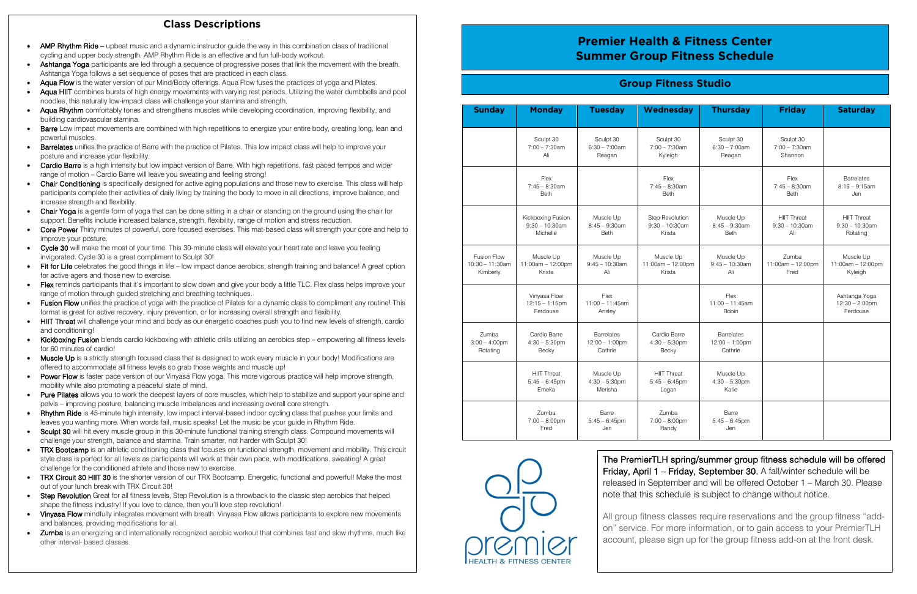## Class Descriptions

- **AMP Rhythm Ride** – upbeat music and a dynamic instructor guide the way in this combination class of traditional cycling and upper body strength. AMP Rhythm Ride is an effective and fun full-body workout.
- **Ashtanga Yoga** participants are led through a sequence of progressive poses that link the movement with the breath. Ashtanga Yoga follows a set sequence of poses that are practiced in each class.
- **Aqua Flow** is the water version of our Mind/Body offerings. Aqua Flow fuses the practices of yoga and Pilates.
- **Aqua HIIT** combines bursts of high energy movements with varying rest periods. Utilizing the water dumbbells and pool noodles, this naturally low-impact class will challenge your stamina and strength.
- **Aqua Rhythm** comfortably tones and strengthens muscles while developing coordination, improving flexibility, and building cardiovascular stamina.
- **Barre** Low impact movements are combined with high repetitions to energize your entire body, creating long, lean and powerful muscles.
- **Barrelates** unifies the practice of Barre with the practice of Pilates. This low impact class will help to improve your posture and increase your flexibility.
- **Cardio Barre** is a high intensity but low impact version of Barre. With high repetitions, fast paced tempos and wider range of motion – Cardio Barre will leave you sweating and feeling strong!
- **Chair Conditioning** is specifically designed for active aging populations and those new to exercise. This class will help participants complete their activities of daily living by training the body to move in all directions, improve balance, and increase strength and flexibility.
- **Chair Yoga** is a gentle form of yoga that can be done sitting in a chair or standing on the ground using the chair for support. Benefits include increased balance, strength, flexibility, range of motion and stress reduction.
- **Core Power** Thirty minutes of powerful, core focused exercises. This mat-based class will strength your core and help to improve your posture.
- **Cycle 30** will make the most of your time. This 30-minute class will elevate your heart rate and leave you feeling invigorated. Cycle 30 is a great compliment to Sculpt 30!
- **Fit for Life** celebrates the good things in life – low impact dance aerobics, strength training and balance! A great option for active agers and those new to exercise.
- **Flex** reminds participants that it's important to slow down and give your body a little TLC. Flex class helps improve your range of motion through guided stretching and breathing techniques.
- **Fusion Flow** unifies the practice of yoga with the practice of Pilates for a dynamic class to compliment any routine! This format is great for active recovery, injury prevention, or for increasing overall strength and flexibility.
- **HIIT Threat** will challenge your mind and body as our energetic coaches push you to find new levels of strength, cardio and conditioning!
- **Kickboxing Fusion** blends cardio kickboxing with athletic drills utilizing an aerobics step – empowering all fitness levels for 60 minutes of cardio!
- **Muscle Up** is a strictly strength focused class that is designed to work every muscle in your body! Modifications are offered to accommodate all fitness levels so grab those weights and muscle up!
- **Power Flow** is faster pace version of our Vinyasa Flow yoga. This more vigorous practice will help improve strength, mobility while also promoting a peaceful state of mind.
- **Pure Pilates** allows you to work the deepest layers of core muscles, which help to stabilize and support your spine and pelvis – improving posture, balancing muscle imbalances and increasing overall core strength.
- **Rhythm Ride** is 45-minute high intensity, low impact interval-based indoor cycling class that pushes your limits and leaves you wanting more. When words fail, music speaks! Let the music be your guide in Rhythm Ride.
- **Sculpt 30** will hit every muscle group in this 30-minute functional training strength class. Compound movements will challenge your strength, balance and stamina. Train smarter, not harder with Sculpt 30!
- **TRX Bootcamp** is an athletic conditioning class that focuses on functional strength, movement and mobility. This circuit style class is perfect for all levels as participants will work at their own pace, with modifications. sweating! A great challenge for the conditioned athlete and those new to exercise.
- **TRX Circuit 30 HIIT 30** is the shorter version of our TRX Bootcamp. Energetic, functional and powerful! Make the most out of your lunch break with TRX Circuit 30!
- **Step Revolution** Great for all fitness levels, Step Revolution is a throwback to the classic step aerobics that helped shape the fitness industry! If you love to dance, then you'll love step revolution!
- **Vinyasa Flow** mindfully integrates movement with breath. Vinyasa Flow allows participants to explore new movements and balances, providing modifications for all.
- **Zumba** is an energizing and internationally recognized aerobic workout that combines fast and slow rhythms, much like other interval- based classes.

# Premier Health & Fitness Center
# Summer Group Fitness Schedule

## Group Fitness Studio

| Sunday | Monday | Tuesday | Wednesday | Thursday | Friday | Saturday |
|---|---|---|---|---|---|---|
| | Sculpt 30<br>7:00 – 7:30am<br>Ali | Sculpt 30<br>6:30 – 7:00am<br>Reagan | Sculpt 30<br>7:00 – 7:30am<br>Kyleigh | Sculpt 30<br>6:30 – 7:00am<br>Reagan | Sculpt 30<br>7:00 – 7:30am<br>Shannon | |
| | Flex<br>7:45 – 8:30am<br>Beth | | Flex<br>7:45 – 8:30am<br>Beth | | Flex<br>7:45 – 8:30am<br>Beth | Barrelates<br>8:15 – 9:15am<br>Jen |
| | Kickboxing Fusion<br>9:30 – 10:30am<br>Michelle | Muscle Up<br>8:45 – 9:30am<br>Beth | Step Revolution<br>9:30 – 10:30am<br>Krista | Muscle Up<br>8:45 – 9:30am<br>Beth | HIIT Threat<br>9:30 – 10:30am<br>Ali | HIIT Threat<br>9:30 – 10:30am<br>Rotating |
| Fusion Flow<br>10:30 – 11:30am<br>Kimberly | Muscle Up<br>11:00am – 12:00pm<br>Krista | Muscle Up<br>9:45 – 10:30am<br>Ali | Muscle Up<br>11:00am – 12:00pm<br>Krista | Muscle Up<br>9:45 – 10:30am<br>Ali | Zumba<br>11:00am – 12:00pm<br>Fred | Muscle Up<br>11:00am – 12:00pm<br>Kyleigh |
| | Vinyasa Flow<br>12:15 – 1:15pm<br>Ferdouse | Flex<br>11:00 – 11:45am<br>Ansley | | Flex<br>11:00 – 11:45am<br>Robin | | Ashtanga Yoga<br>12:30 – 2:00pm<br>Ferdouse |
| Zumba<br>3:00 – 4:00pm<br>Rotating | Cardio Barre<br>4:30 – 5:30pm<br>Becky | Barrelates<br>12:00 – 1:00pm<br>Cathrie | Cardio Barre<br>4:30 – 5:30pm<br>Becky | Barrelates<br>12:00 – 1:00pm<br>Cathrie | | |
| | HIIT Threat<br>5:45 – 6:45pm<br>Emeka | Muscle Up<br>4:30 – 5:30pm<br>Merisha | HIIT Threat<br>5:45 – 6:45pm<br>Logan | Muscle Up<br>4:30 – 5:30pm<br>Katie | | |
| | Zumba<br>7:00 – 8:00pm<br>Fred | Barre<br>5:45 – 6:45pm<br>Jen | Zumba<br>7:00 – 8:00pm<br>Randy | Barre<br>5:45 – 6:45pm<br>Jen | | |

premier HEALTH & FITNESS CENTER

The PremierTLH spring/summer group fitness schedule will be offered Friday, April 1 – Friday, September 30. A fall/winter schedule will be released in September and will be offered October 1 – March 30. Please note that this schedule is subject to change without notice.

All group fitness classes require reservations and the group fitness "add-on" service. For more information, or to gain access to your PremierTLH account, please sign up for the group fitness add-on at the front desk.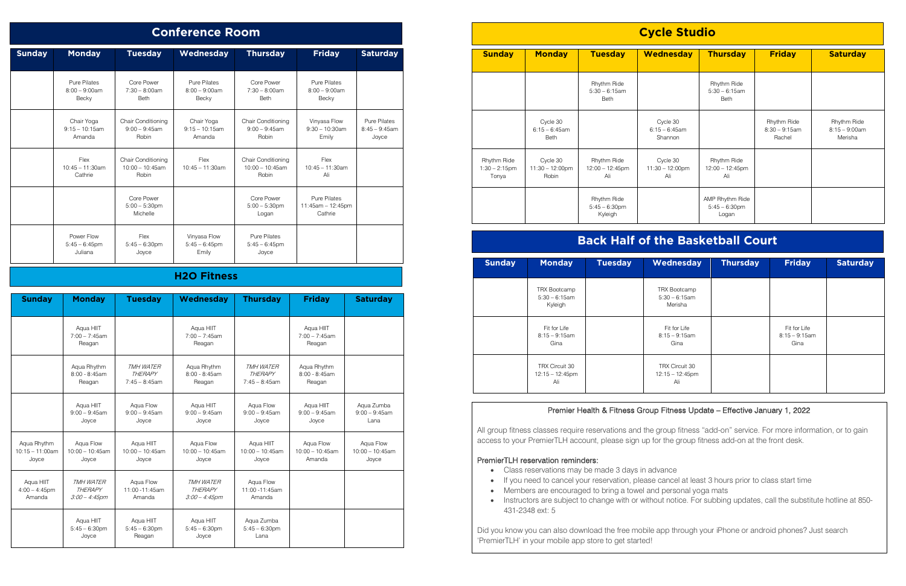## Conference Room

| Sunday | Monday | Tuesday | Wednesday | Thursday | Friday | Saturday |
|---|---|---|---|---|---|---|
| | Pure Pilates 8:00 – 9:00am Becky | Core Power 7:30 – 8:00am Beth | Pure Pilates 8:00 – 9:00am Becky | Core Power 7:30 – 8:00am Beth | Pure Pilates 8:00 – 9:00am Becky | |
| | Chair Yoga 9:15 – 10:15am Amanda | Chair Conditioning 9:00 – 9:45am Robin | Chair Yoga 9:15 – 10:15am Amanda | Chair Conditioning 9:00 – 9:45am Robin | Vinyasa Flow 9:30 – 10:30am Emily | Pure Pilates 8:45 – 9:45am Joyce |
| | Flex 10:45 – 11:30am Cathrie | Chair Conditioning 10:00 – 10:45am Robin | Flex 10:45 – 11:30am | Chair Conditioning 10:00 – 10:45am Robin | Flex 10:45 – 11:30am Ali | |
| | | Core Power 5:00 – 5:30pm Michelle | | Core Power 5:00 – 5:30pm Logan | Pure Pilates 11:45am – 12:45pm Cathrie | |
| | Power Flow 5:45 – 6:45pm Juliana | Flex 5:45 – 6:30pm Joyce | Vinyasa Flow 5:45 – 6:45pm Emily | Pure Pilates 5:45 – 6:45pm Joyce | | |

## H2O Fitness

| Sunday | Monday | Tuesday | Wednesday | Thursday | Friday | Saturday |
|---|---|---|---|---|---|---|
| | Aqua HIIT 7:00 – 7:45am Reagan | | Aqua HIIT 7:00 – 7:45am Reagan | | Aqua HIIT 7:00 – 7:45am Reagan | |
| | Aqua Rhythm 8:00 - 8:45am Reagan | *TMH WATER THERAPY 7:45 – 8:45am* | Aqua Rhythm 8:00 - 8:45am Reagan | *TMH WATER THERAPY 7:45 – 8:45am* | Aqua Rhythm 8:00 - 8:45am Reagan | |
| | Aqua HIIT 9:00 – 9:45am Joyce | Aqua Flow 9:00 – 9:45am Joyce | Aqua HIIT 9:00 – 9:45am Joyce | Aqua Flow 9:00 – 9:45am Joyce | Aqua HIIT 9:00 – 9:45am Joyce | Aqua Zumba 9:00 – 9:45am Lana |
| Aqua Rhythm 10:15 – 11:00am Joyce | Aqua Flow 10:00 – 10:45am Joyce | Aqua HIIT 10:00 – 10:45am Joyce | Aqua Flow 10:00 – 10:45am Joyce | Aqua HIIT 10:00 – 10:45am Joyce | Aqua Flow 10:00 – 10:45am Amanda | Aqua Flow 10:00 – 10:45am Joyce |
| Aqua HIIT 4:00 – 4:45pm Amanda | *TMH WATER THERAPY 3:00 – 4:45pm* | Aqua Flow 11:00 -11:45am Amanda | *TMH WATER THERAPY 3:00 – 4:45pm* | Aqua Flow 11:00 -11:45am Amanda | | |
| | Aqua HIIT 5:45 – 6:30pm Joyce | Aqua HIIT 5:45 – 6:30pm Reagan | Aqua HIIT 5:45 – 6:30pm Joyce | Aqua Zumba 5:45 – 6:30pm Lana | | |

## Cycle Studio

| Sunday | Monday | Tuesday | Wednesday | Thursday | Friday | Saturday |
|---|---|---|---|---|---|---|
| | | Rhythm Ride 5:30 – 6:15am Beth | | Rhythm Ride 5:30 – 6:15am Beth | | |
| | Cycle 30 6:15 – 6:45am Beth | | Cycle 30 6:15 – 6:45am Shannon | | Rhythm Ride 8:30 – 9:15am Rachel | Rhythm Ride 8:15 – 9:00am Merisha |
| Rhythm Ride 1:30 – 2:15pm Tonya | Cycle 30 11:30 – 12:00pm Robin | Rhythm Ride 12:00 – 12:45pm Ali | Cycle 30 11:30 – 12:00pm Ali | Rhythm Ride 12:00 – 12:45pm Ali | | |
| | | Rhythm Ride 5:45 – 6:30pm Kyleigh | | AMP Rhythm Ride 5:45 – 6:30pm Logan | | |

## Back Half of the Basketball Court

| Sunday | Monday | Tuesday | Wednesday | Thursday | Friday | Saturday |
|---|---|---|---|---|---|---|
| | TRX Bootcamp 5:30 – 6:15am Kyleigh | | TRX Bootcamp 5:30 – 6:15am Merisha | | | |
| | Fit for Life 8:15 – 9:15am Gina | | Fit for Life 8:15 – 9:15am Gina | | Fit for Life 8:15 – 9:15am Gina | |
| | TRX Circuit 30 12:15 – 12:45pm Ali | | TRX Circuit 30 12:15 – 12:45pm Ali | | | |

### Premier Health & Fitness Group Fitness Update – Effective January 1, 2022

All group fitness classes require reservations and the group fitness "add-on" service. For more information, or to gain access to your PremierTLH account, please sign up for the group fitness add-on at the front desk.

PremierTLH reservation reminders:

- Class reservations may be made 3 days in advance
- If you need to cancel your reservation, please cancel at least 3 hours prior to class start time
- Members are encouraged to bring a towel and personal yoga mats
- Instructors are subject to change with or without notice. For subbing updates, call the substitute hotline at 850-431-2348 ext: 5

Did you know you can also download the free mobile app through your iPhone or android phones? Just search 'PremierTLH' in your mobile app store to get started!